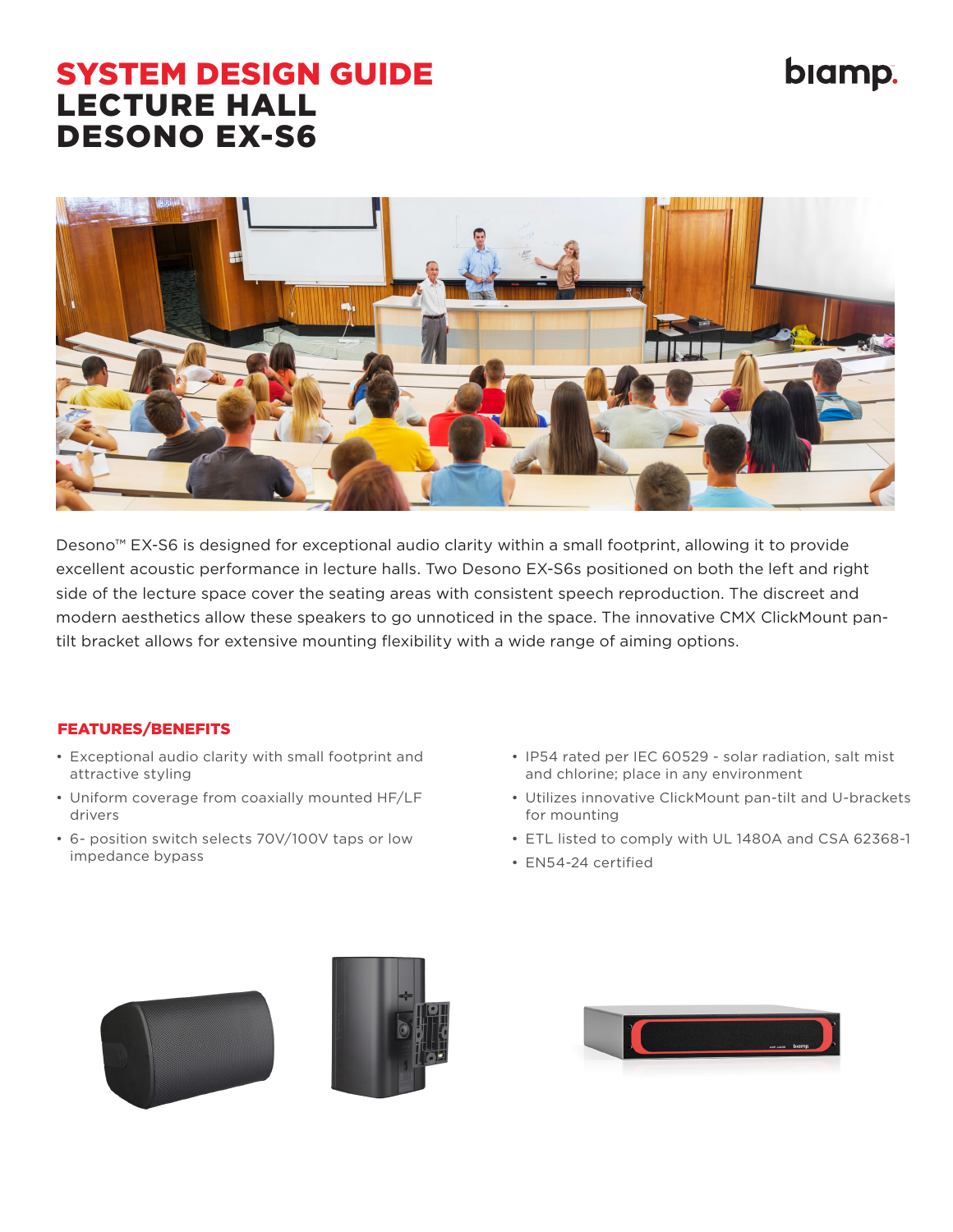# SYSTEM DESIGN GUIDE
# LECTURE HALL
# DESONO EX-S6

Desono™ EX-S6 is designed for exceptional audio clarity within a small footprint, allowing it to provide excellent acoustic performance in lecture halls. Two Desono EX-S6s positioned on both the left and right side of the lecture space cover the seating areas with consistent speech reproduction. The discreet and modern aesthetics allow these speakers to go unnoticed in the space. The innovative CMX ClickMount pan-tilt bracket allows for extensive mounting flexibility with a wide range of aiming options.

## FEATURES/BENEFITS

- Exceptional audio clarity with small footprint and attractive styling
- Uniform coverage from coaxially mounted HF/LF drivers
- 6- position switch selects 70V/100V taps or low impedance bypass
- IP54 rated per IEC 60529 - solar radiation, salt mist and chlorine; place in any environment
- Utilizes innovative ClickMount pan-tilt and U-brackets for mounting
- ETL listed to comply with UL 1480A and CSA 62368-1
- EN54-24 certified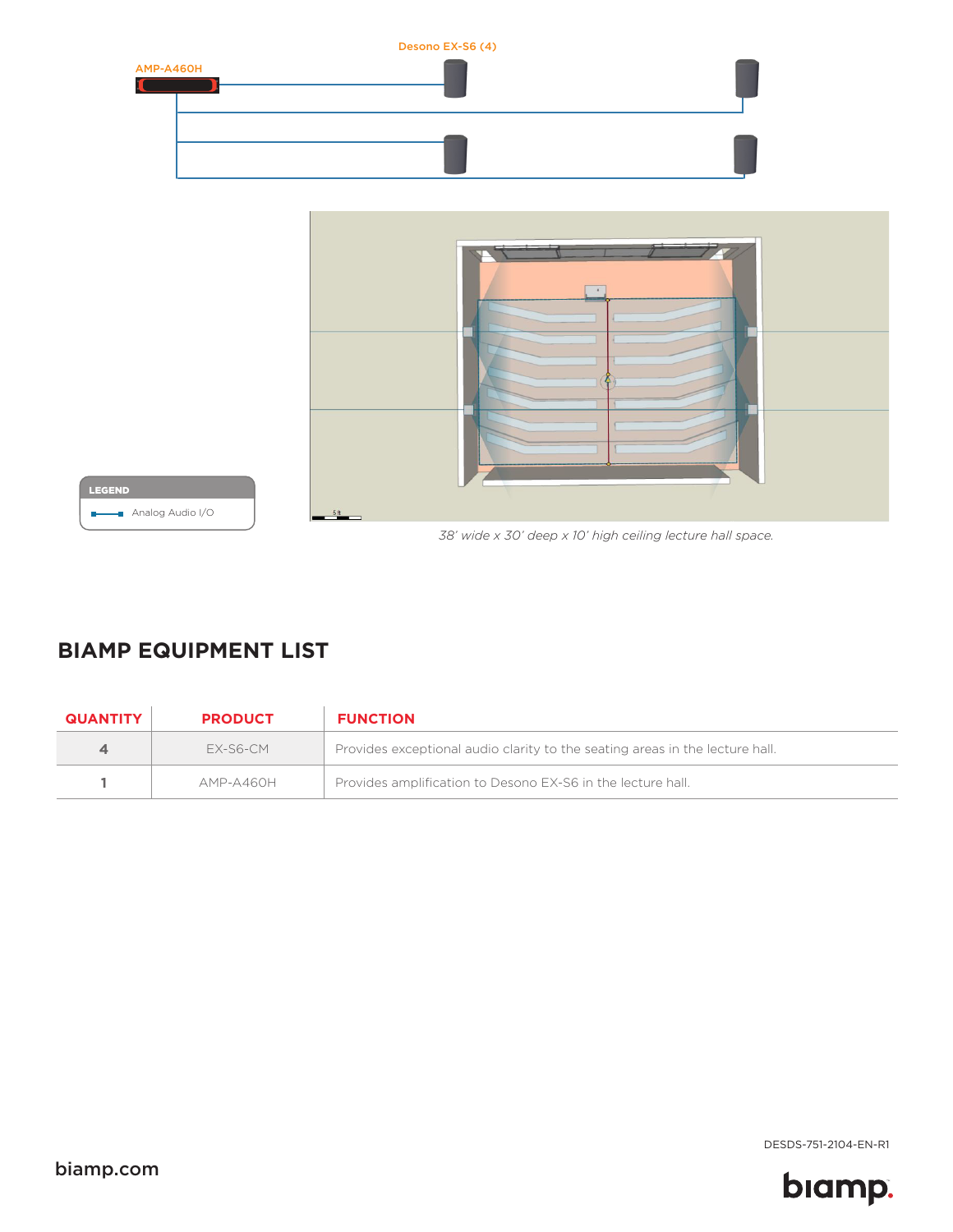Desono EX-S6 (4)

AMP-A460H

LEGEND

Analog Audio I/O

5 ft

*38' wide x 30' deep x 10' high ceiling lecture hall space.*

## BIAMP EQUIPMENT LIST

| QUANTITY | PRODUCT | FUNCTION |
|---|---|---|
| 4 | EX-S6-CM | Provides exceptional audio clarity to the seating areas in the lecture hall. |
| 1 | AMP-A460H | Provides amplification to Desono EX-S6 in the lecture hall. |

DESDS-751-2104-EN-R1

biamp.com

biamp.